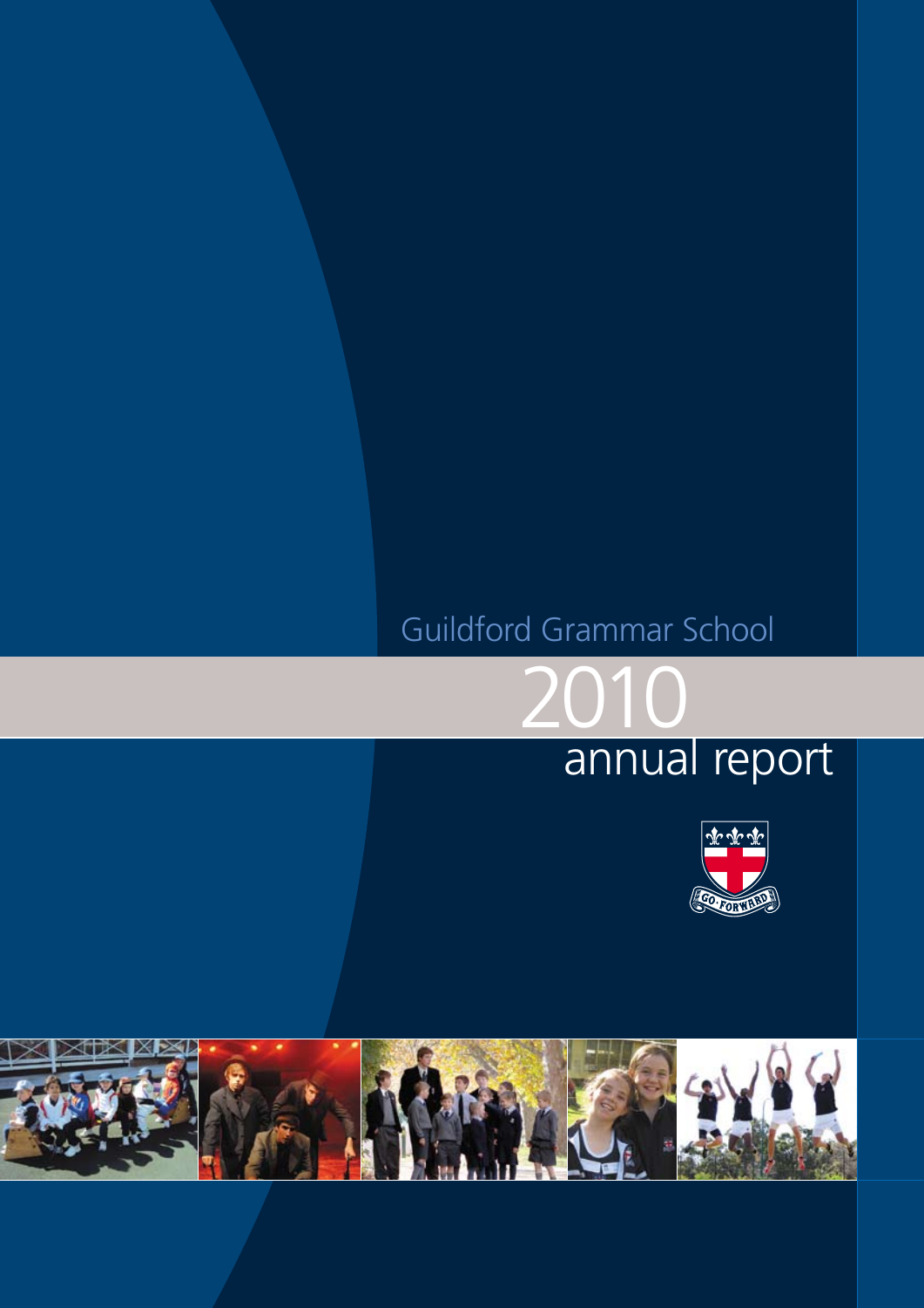Guildford Grammar School

# 2010 annual report

GO FORWARD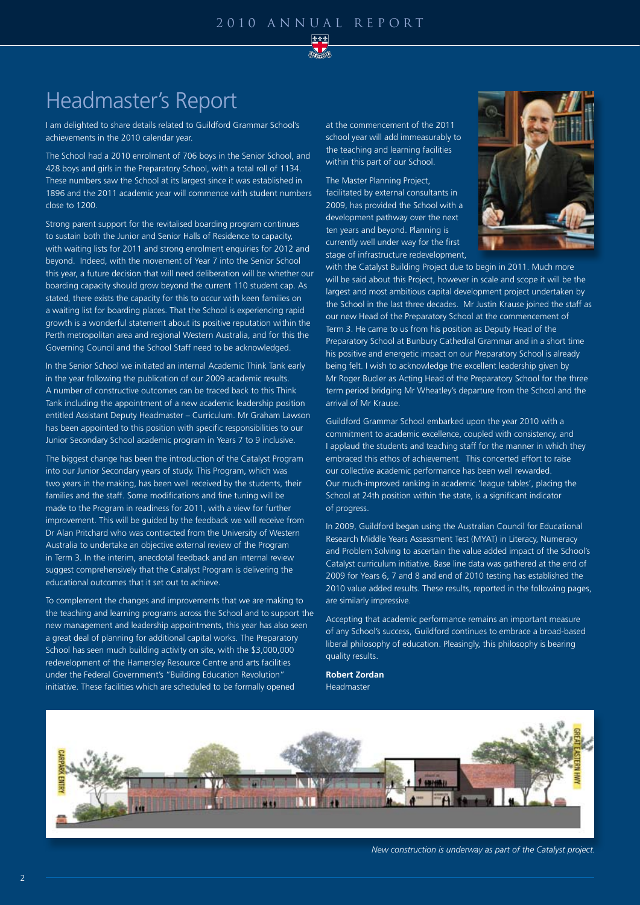# Headmaster's Report

I am delighted to share details related to Guildford Grammar School's achievements in the 2010 calendar year.

The School had a 2010 enrolment of 706 boys in the Senior School, and 428 boys and girls in the Preparatory School, with a total roll of 1134. These numbers saw the School at its largest since it was established in 1896 and the 2011 academic year will commence with student numbers close to 1200.

Strong parent support for the revitalised boarding program continues to sustain both the Junior and Senior Halls of Residence to capacity, with waiting lists for 2011 and strong enrolment enquiries for 2012 and beyond. Indeed, with the movement of Year 7 into the Senior School this year, a future decision that will need deliberation will be whether our boarding capacity should grow beyond the current 110 student cap. As stated, there exists the capacity for this to occur with keen families on a waiting list for boarding places. That the School is experiencing rapid growth is a wonderful statement about its positive reputation within the Perth metropolitan area and regional Western Australia, and for this the Governing Council and the School Staff need to be acknowledged.

In the Senior School we initiated an internal Academic Think Tank early in the year following the publication of our 2009 academic results. A number of constructive outcomes can be traced back to this Think Tank including the appointment of a new academic leadership position entitled Assistant Deputy Headmaster – Curriculum. Mr Graham Lawson has been appointed to this position with specific responsibilities to our Junior Secondary School academic program in Years 7 to 9 inclusive.

The biggest change has been the introduction of the Catalyst Program into our Junior Secondary years of study. This Program, which was two years in the making, has been well received by the students, their families and the staff. Some modifications and fine tuning will be made to the Program in readiness for 2011, with a view for further improvement. This will be guided by the feedback we will receive from Dr Alan Pritchard who was contracted from the University of Western Australia to undertake an objective external review of the Program in Term 3. In the interim, anecdotal feedback and an internal review suggest comprehensively that the Catalyst Program is delivering the educational outcomes that it set out to achieve.

To complement the changes and improvements that we are making to the teaching and learning programs across the School and to support the new management and leadership appointments, this year has also seen a great deal of planning for additional capital works. The Preparatory School has seen much building activity on site, with the $3,000,000 redevelopment of the Hamersley Resource Centre and arts facilities under the Federal Government's "Building Education Revolution" initiative. These facilities which are scheduled to be formally opened at the commencement of the 2011 school year will add immeasurably to the teaching and learning facilities within this part of our School.

The Master Planning Project, facilitated by external consultants in 2009, has provided the School with a development pathway over the next ten years and beyond. Planning is currently well under way for the first stage of infrastructure redevelopment, with the Catalyst Building Project due to begin in 2011. Much more will be said about this Project, however in scale and scope it will be the largest and most ambitious capital development project undertaken by the School in the last three decades. Mr Justin Krause joined the staff as our new Head of the Preparatory School at the commencement of Term 3. He came to us from his position as Deputy Head of the Preparatory School at Bunbury Cathedral Grammar and in a short time his positive and energetic impact on our Preparatory School is already being felt. I wish to acknowledge the excellent leadership given by Mr Roger Budler as Acting Head of the Preparatory School for the three term period bridging Mr Wheatley's departure from the School and the arrival of Mr Krause.

Guildford Grammar School embarked upon the year 2010 with a commitment to academic excellence, coupled with consistency, and I applaud the students and teaching staff for the manner in which they embraced this ethos of achievement. This concerted effort to raise our collective academic performance has been well rewarded. Our much-improved ranking in academic 'league tables', placing the School at 24th position within the state, is a significant indicator of progress.

In 2009, Guildford began using the Australian Council for Educational Research Middle Years Assessment Test (MYAT) in Literacy, Numeracy and Problem Solving to ascertain the value added impact of the School's Catalyst curriculum initiative. Base line data was gathered at the end of 2009 for Years 6, 7 and 8 and end of 2010 testing has established the 2010 value added results. These results, reported in the following pages, are similarly impressive.

Accepting that academic performance remains an important measure of any School's success, Guildford continues to embrace a broad-based liberal philosophy of education. Pleasingly, this philosophy is bearing quality results.

**Robert Zordan**
Headmaster

*New construction is underway as part of the Catalyst project.*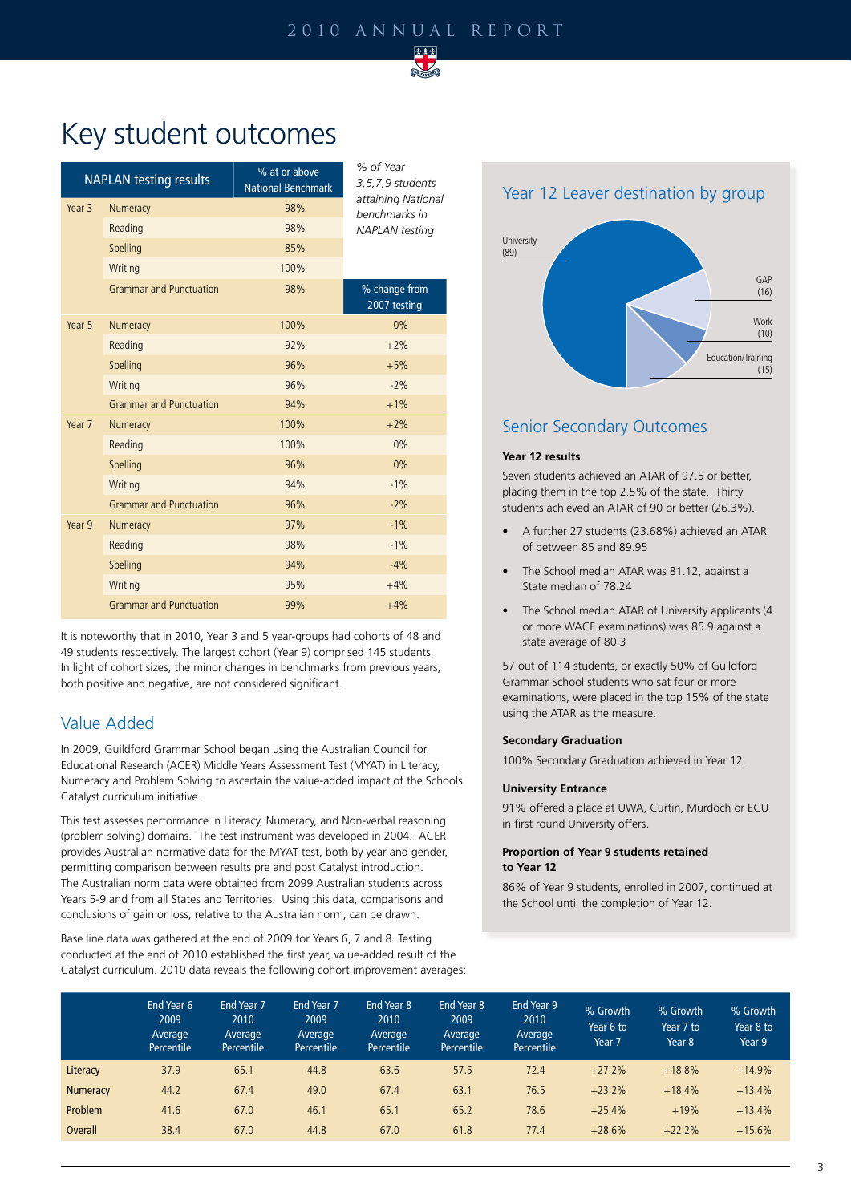# Key student outcomes

| NAPLAN testing results | | % at or above National Benchmark | % change from 2007 testing |
|---|---|---|---|
| Year 3 | Numeracy | 98% | |
| | Reading | 98% | |
| | Spelling | 85% | |
| | Writing | 100% | |
| | Grammar and Punctuation | 98% | |
| Year 5 | Numeracy | 100% | 0% |
| | Reading | 92% | +2% |
| | Spelling | 96% | +5% |
| | Writing | 96% | -2% |
| | Grammar and Punctuation | 94% | +1% |
| Year 7 | Numeracy | 100% | +2% |
| | Reading | 100% | 0% |
| | Spelling | 96% | 0% |
| | Writing | 94% | -1% |
| | Grammar and Punctuation | 96% | -2% |
| Year 9 | Numeracy | 97% | -1% |
| | Reading | 98% | -1% |
| | Spelling | 94% | -4% |
| | Writing | 95% | +4% |
| | Grammar and Punctuation | 99% | +4% |

*% of Year 3,5,7,9 students attaining National benchmarks in NAPLAN testing*

It is noteworthy that in 2010, Year 3 and 5 year-groups had cohorts of 48 and 49 students respectively. The largest cohort (Year 9) comprised 145 students. In light of cohort sizes, the minor changes in benchmarks from previous years, both positive and negative, are not considered significant.

## Value Added

In 2009, Guildford Grammar School began using the Australian Council for Educational Research (ACER) Middle Years Assessment Test (MYAT) in Literacy, Numeracy and Problem Solving to ascertain the value-added impact of the Schools Catalyst curriculum initiative.

This test assesses performance in Literacy, Numeracy, and Non-verbal reasoning (problem solving) domains. The test instrument was developed in 2004. ACER provides Australian normative data for the MYAT test, both by year and gender, permitting comparison between results pre and post Catalyst introduction. The Australian norm data were obtained from 2099 Australian students across Years 5-9 and from all States and Territories. Using this data, comparisons and conclusions of gain or loss, relative to the Australian norm, can be drawn.

Base line data was gathered at the end of 2009 for Years 6, 7 and 8. Testing conducted at the end of 2010 established the first year, value-added result of the Catalyst curriculum. 2010 data reveals the following cohort improvement averages:

| | End Year 6 2009 Average Percentile | End Year 7 2010 Average Percentile | End Year 7 2009 Average Percentile | End Year 8 2010 Average Percentile | End Year 8 2009 Average Percentile | End Year 9 2010 Average Percentile | % Growth Year 6 to Year 7 | % Growth Year 7 to Year 8 | % Growth Year 8 to Year 9 |
|---|---|---|---|---|---|---|---|---|---|
| Literacy | 37.9 | 65.1 | 44.8 | 63.6 | 57.5 | 72.4 | +27.2% | +18.8% | +14.9% |
| Numeracy | 44.2 | 67.4 | 49.0 | 67.4 | 63.1 | 76.5 | +23.2% | +18.4% | +13.4% |
| Problem | 41.6 | 67.0 | 46.1 | 65.1 | 65.2 | 78.6 | +25.4% | +19% | +13.4% |
| Overall | 38.4 | 67.0 | 44.8 | 67.0 | 61.8 | 77.4 | +28.6% | +22.2% | +15.6% |

## Year 12 Leaver destination by group

University (89)
GAP (16)
Work (10)
Education/Training (15)

## Senior Secondary Outcomes

**Year 12 results**

Seven students achieved an ATAR of 97.5 or better, placing them in the top 2.5% of the state. Thirty students achieved an ATAR of 90 or better (26.3%).

- A further 27 students (23.68%) achieved an ATAR of between 85 and 89.95
- The School median ATAR was 81.12, against a State median of 78.24
- The School median ATAR of University applicants (4 or more WACE examinations) was 85.9 against a state average of 80.3

57 out of 114 students, or exactly 50% of Guildford Grammar School students who sat four or more examinations, were placed in the top 15% of the state using the ATAR as the measure.

**Secondary Graduation**

100% Secondary Graduation achieved in Year 12.

**University Entrance**

91% offered a place at UWA, Curtin, Murdoch or ECU in first round University offers.

**Proportion of Year 9 students retained to Year 12**

86% of Year 9 students, enrolled in 2007, continued at the School until the completion of Year 12.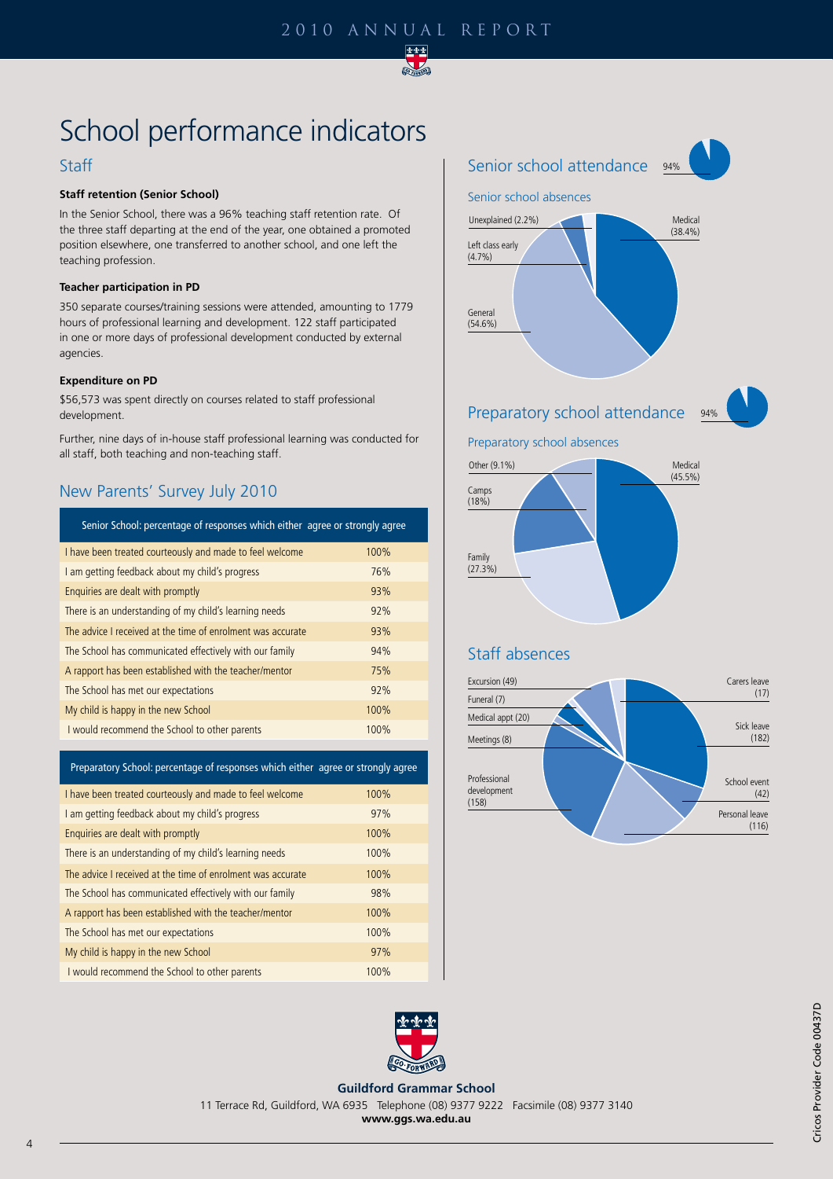# School performance indicators

## Staff

**Staff retention (Senior School)**

In the Senior School, there was a 96% teaching staff retention rate. Of the three staff departing at the end of the year, one obtained a promoted position elsewhere, one transferred to another school, and one left the teaching profession.

**Teacher participation in PD**

350 separate courses/training sessions were attended, amounting to 1779 hours of professional learning and development. 122 staff participated in one or more days of professional development conducted by external agencies.

**Expenditure on PD**

$56,573 was spent directly on courses related to staff professional development.

Further, nine days of in-house staff professional learning was conducted for all staff, both teaching and non-teaching staff.

## New Parents' Survey July 2010

| Senior School: percentage of responses which either agree or strongly agree | |
|---|---|
| I have been treated courteously and made to feel welcome | 100% |
| I am getting feedback about my child's progress | 76% |
| Enquiries are dealt with promptly | 93% |
| There is an understanding of my child's learning needs | 92% |
| The advice I received at the time of enrolment was accurate | 93% |
| The School has communicated effectively with our family | 94% |
| A rapport has been established with the teacher/mentor | 75% |
| The School has met our expectations | 92% |
| My child is happy in the new School | 100% |
| I would recommend the School to other parents | 100% |

| Preparatory School: percentage of responses which either agree or strongly agree | |
|---|---|
| I have been treated courteously and made to feel welcome | 100% |
| I am getting feedback about my child's progress | 97% |
| Enquiries are dealt with promptly | 100% |
| There is an understanding of my child's learning needs | 100% |
| The advice I received at the time of enrolment was accurate | 100% |
| The School has communicated effectively with our family | 98% |
| A rapport has been established with the teacher/mentor | 100% |
| The School has met our expectations | 100% |
| My child is happy in the new School | 97% |
| I would recommend the School to other parents | 100% |

## Senior school attendance

94%

### Senior school absences

Unexplained (2.2%)
Left class early (4.7%)
General (54.6%)
Medical (38.4%)

## Preparatory school attendance

94%

### Preparatory school absences

Other (9.1%)
Camps (18%)
Family (27.3%)
Medical (45.5%)

## Staff absences

Excursion (49)
Funeral (7)
Medical appt (20)
Meetings (8)
Professional development (158)
Carers leave (17)
Sick leave (182)
School event (42)
Personal leave (116)

**Guildford Grammar School**
11 Terrace Rd, Guildford, WA 6935 Telephone (08) 9377 9222 Facsimile (08) 9377 3140
**www.ggs.wa.edu.au**

Cricos Provider Code 00437D